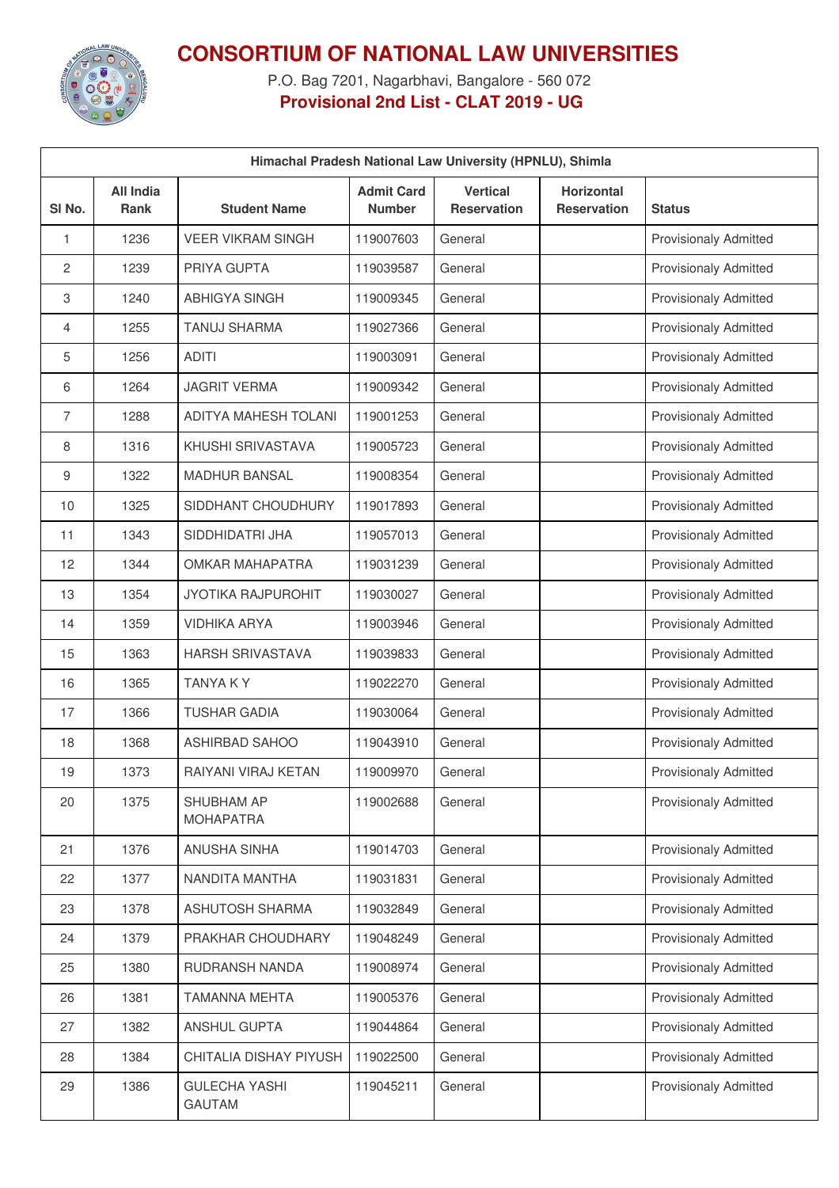# CONSORTIUM OF NATIONAL LAW UNIVERSITIES

P.O. Bag 7201, Nagarbhavi, Bangalore - 560 072

**Provisional 2nd List - CLAT 2019 - UG**

| Himachal Pradesh National Law University (HPNLU), Shimla | | | | | | |
|---|---|---|---|---|---|---|
| **Sl No.** | **All India Rank** | **Student Name** | **Admit Card Number** | **Vertical Reservation** | **Horizontal Reservation** | **Status** |
| 1 | 1236 | VEER VIKRAM SINGH | 119007603 | General | | Provisionaly Admitted |
| 2 | 1239 | PRIYA GUPTA | 119039587 | General | | Provisionaly Admitted |
| 3 | 1240 | ABHIGYA SINGH | 119009345 | General | | Provisionaly Admitted |
| 4 | 1255 | TANUJ SHARMA | 119027366 | General | | Provisionaly Admitted |
| 5 | 1256 | ADITI | 119003091 | General | | Provisionaly Admitted |
| 6 | 1264 | JAGRIT VERMA | 119009342 | General | | Provisionaly Admitted |
| 7 | 1288 | ADITYA MAHESH TOLANI | 119001253 | General | | Provisionaly Admitted |
| 8 | 1316 | KHUSHI SRIVASTAVA | 119005723 | General | | Provisionaly Admitted |
| 9 | 1322 | MADHUR BANSAL | 119008354 | General | | Provisionaly Admitted |
| 10 | 1325 | SIDDHANT CHOUDHURY | 119017893 | General | | Provisionaly Admitted |
| 11 | 1343 | SIDDHIDATRI JHA | 119057013 | General | | Provisionaly Admitted |
| 12 | 1344 | OMKAR MAHAPATRA | 119031239 | General | | Provisionaly Admitted |
| 13 | 1354 | JYOTIKA RAJPUROHIT | 119030027 | General | | Provisionaly Admitted |
| 14 | 1359 | VIDHIKA ARYA | 119003946 | General | | Provisionaly Admitted |
| 15 | 1363 | HARSH SRIVASTAVA | 119039833 | General | | Provisionaly Admitted |
| 16 | 1365 | TANYA K Y | 119022270 | General | | Provisionaly Admitted |
| 17 | 1366 | TUSHAR GADIA | 119030064 | General | | Provisionaly Admitted |
| 18 | 1368 | ASHIRBAD SAHOO | 119043910 | General | | Provisionaly Admitted |
| 19 | 1373 | RAIYANI VIRAJ KETAN | 119009970 | General | | Provisionaly Admitted |
| 20 | 1375 | SHUBHAM AP MOHAPATRA | 119002688 | General | | Provisionaly Admitted |
| 21 | 1376 | ANUSHA SINHA | 119014703 | General | | Provisionaly Admitted |
| 22 | 1377 | NANDITA MANTHA | 119031831 | General | | Provisionaly Admitted |
| 23 | 1378 | ASHUTOSH SHARMA | 119032849 | General | | Provisionaly Admitted |
| 24 | 1379 | PRAKHAR CHOUDHARY | 119048249 | General | | Provisionaly Admitted |
| 25 | 1380 | RUDRANSH NANDA | 119008974 | General | | Provisionaly Admitted |
| 26 | 1381 | TAMANNA MEHTA | 119005376 | General | | Provisionaly Admitted |
| 27 | 1382 | ANSHUL GUPTA | 119044864 | General | | Provisionaly Admitted |
| 28 | 1384 | CHITALIA DISHAY PIYUSH | 119022500 | General | | Provisionaly Admitted |
| 29 | 1386 | GULECHA YASHI GAUTAM | 119045211 | General | | Provisionaly Admitted |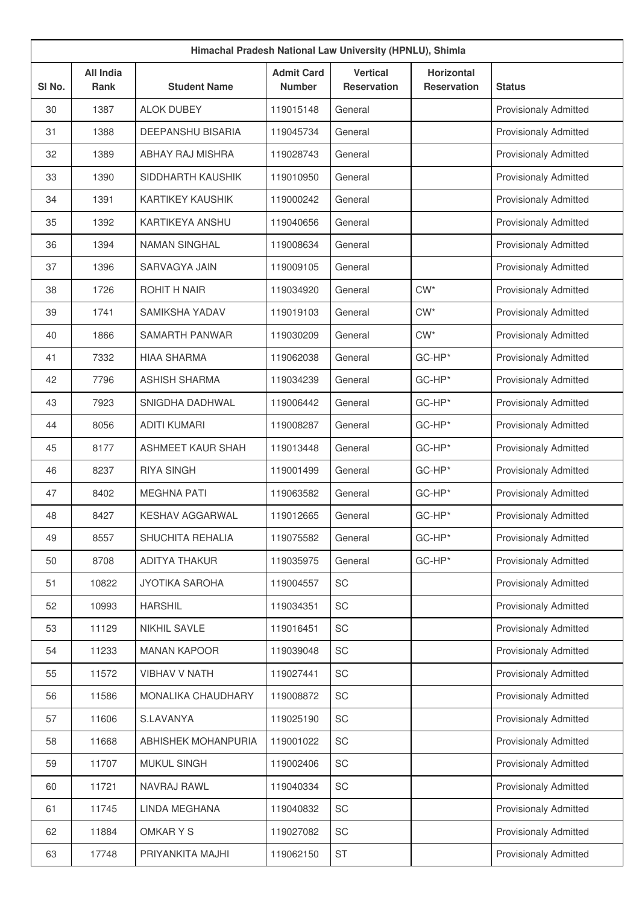| Himachal Pradesh National Law University (HPNLU), Shimla | | | | | | |
|---|---|---|---|---|---|---|
| Sl No. | All India Rank | Student Name | Admit Card Number | Vertical Reservation | Horizontal Reservation | Status |
| 30 | 1387 | ALOK DUBEY | 119015148 | General | | Provisionaly Admitted |
| 31 | 1388 | DEEPANSHU BISARIA | 119045734 | General | | Provisionaly Admitted |
| 32 | 1389 | ABHAY RAJ MISHRA | 119028743 | General | | Provisionaly Admitted |
| 33 | 1390 | SIDDHARTH KAUSHIK | 119010950 | General | | Provisionaly Admitted |
| 34 | 1391 | KARTIKEY KAUSHIK | 119000242 | General | | Provisionaly Admitted |
| 35 | 1392 | KARTIKEYA ANSHU | 119040656 | General | | Provisionaly Admitted |
| 36 | 1394 | NAMAN SINGHAL | 119008634 | General | | Provisionaly Admitted |
| 37 | 1396 | SARVAGYA JAIN | 119009105 | General | | Provisionaly Admitted |
| 38 | 1726 | ROHIT H NAIR | 119034920 | General | CW* | Provisionaly Admitted |
| 39 | 1741 | SAMIKSHA YADAV | 119019103 | General | CW* | Provisionaly Admitted |
| 40 | 1866 | SAMARTH PANWAR | 119030209 | General | CW* | Provisionaly Admitted |
| 41 | 7332 | HIAA SHARMA | 119062038 | General | GC-HP* | Provisionaly Admitted |
| 42 | 7796 | ASHISH SHARMA | 119034239 | General | GC-HP* | Provisionaly Admitted |
| 43 | 7923 | SNIGDHA DADHWAL | 119006442 | General | GC-HP* | Provisionaly Admitted |
| 44 | 8056 | ADITI KUMARI | 119008287 | General | GC-HP* | Provisionaly Admitted |
| 45 | 8177 | ASHMEET KAUR SHAH | 119013448 | General | GC-HP* | Provisionaly Admitted |
| 46 | 8237 | RIYA SINGH | 119001499 | General | GC-HP* | Provisionaly Admitted |
| 47 | 8402 | MEGHNA PATI | 119063582 | General | GC-HP* | Provisionaly Admitted |
| 48 | 8427 | KESHAV AGGARWAL | 119012665 | General | GC-HP* | Provisionaly Admitted |
| 49 | 8557 | SHUCHITA REHALIA | 119075582 | General | GC-HP* | Provisionaly Admitted |
| 50 | 8708 | ADITYA THAKUR | 119035975 | General | GC-HP* | Provisionaly Admitted |
| 51 | 10822 | JYOTIKA SAROHA | 119004557 | SC | | Provisionaly Admitted |
| 52 | 10993 | HARSHIL | 119034351 | SC | | Provisionaly Admitted |
| 53 | 11129 | NIKHIL SAVLE | 119016451 | SC | | Provisionaly Admitted |
| 54 | 11233 | MANAN KAPOOR | 119039048 | SC | | Provisionaly Admitted |
| 55 | 11572 | VIBHAV V NATH | 119027441 | SC | | Provisionaly Admitted |
| 56 | 11586 | MONALIKA CHAUDHARY | 119008872 | SC | | Provisionaly Admitted |
| 57 | 11606 | S.LAVANYA | 119025190 | SC | | Provisionaly Admitted |
| 58 | 11668 | ABHISHEK MOHANPURIA | 119001022 | SC | | Provisionaly Admitted |
| 59 | 11707 | MUKUL SINGH | 119002406 | SC | | Provisionaly Admitted |
| 60 | 11721 | NAVRAJ RAWL | 119040334 | SC | | Provisionaly Admitted |
| 61 | 11745 | LINDA MEGHANA | 119040832 | SC | | Provisionaly Admitted |
| 62 | 11884 | OMKAR Y S | 119027082 | SC | | Provisionaly Admitted |
| 63 | 17748 | PRIYANKITA MAJHI | 119062150 | ST | | Provisionaly Admitted |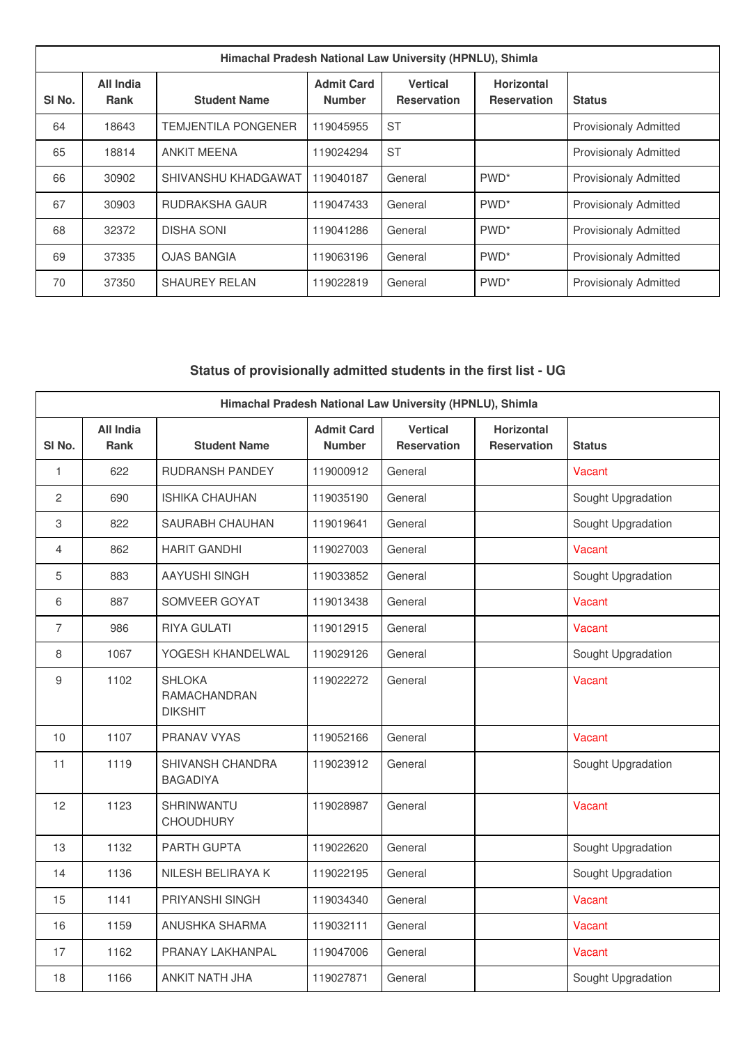| Himachal Pradesh National Law University (HPNLU), Shimla | | | | | | |
|---|---|---|---|---|---|---|
| Sl No. | All India Rank | Student Name | Admit Card Number | Vertical Reservation | Horizontal Reservation | Status |
| 64 | 18643 | TEMJENTILA PONGENER | 119045955 | ST | | Provisionaly Admitted |
| 65 | 18814 | ANKIT MEENA | 119024294 | ST | | Provisionaly Admitted |
| 66 | 30902 | SHIVANSHU KHADGAWAT | 119040187 | General | PWD* | Provisionaly Admitted |
| 67 | 30903 | RUDRAKSHA GAUR | 119047433 | General | PWD* | Provisionaly Admitted |
| 68 | 32372 | DISHA SONI | 119041286 | General | PWD* | Provisionaly Admitted |
| 69 | 37335 | OJAS BANGIA | 119063196 | General | PWD* | Provisionaly Admitted |
| 70 | 37350 | SHAUREY RELAN | 119022819 | General | PWD* | Provisionaly Admitted |

## Status of provisionally admitted students in the first list - UG

| Himachal Pradesh National Law University (HPNLU), Shimla | | | | | | |
|---|---|---|---|---|---|---|
| Sl No. | All India Rank | Student Name | Admit Card Number | Vertical Reservation | Horizontal Reservation | Status |
| 1 | 622 | RUDRANSH PANDEY | 119000912 | General | | Vacant |
| 2 | 690 | ISHIKA CHAUHAN | 119035190 | General | | Sought Upgradation |
| 3 | 822 | SAURABH CHAUHAN | 119019641 | General | | Sought Upgradation |
| 4 | 862 | HARIT GANDHI | 119027003 | General | | Vacant |
| 5 | 883 | AAYUSHI SINGH | 119033852 | General | | Sought Upgradation |
| 6 | 887 | SOMVEER GOYAT | 119013438 | General | | Vacant |
| 7 | 986 | RIYA GULATI | 119012915 | General | | Vacant |
| 8 | 1067 | YOGESH KHANDELWAL | 119029126 | General | | Sought Upgradation |
| 9 | 1102 | SHLOKA RAMACHANDRAN DIKSHIT | 119022272 | General | | Vacant |
| 10 | 1107 | PRANAV VYAS | 119052166 | General | | Vacant |
| 11 | 1119 | SHIVANSH CHANDRA BAGADIYA | 119023912 | General | | Sought Upgradation |
| 12 | 1123 | SHRINWANTU CHOUDHURY | 119028987 | General | | Vacant |
| 13 | 1132 | PARTH GUPTA | 119022620 | General | | Sought Upgradation |
| 14 | 1136 | NILESH BELIRAYA K | 119022195 | General | | Sought Upgradation |
| 15 | 1141 | PRIYANSHI SINGH | 119034340 | General | | Vacant |
| 16 | 1159 | ANUSHKA SHARMA | 119032111 | General | | Vacant |
| 17 | 1162 | PRANAY LAKHANPAL | 119047006 | General | | Vacant |
| 18 | 1166 | ANKIT NATH JHA | 119027871 | General | | Sought Upgradation |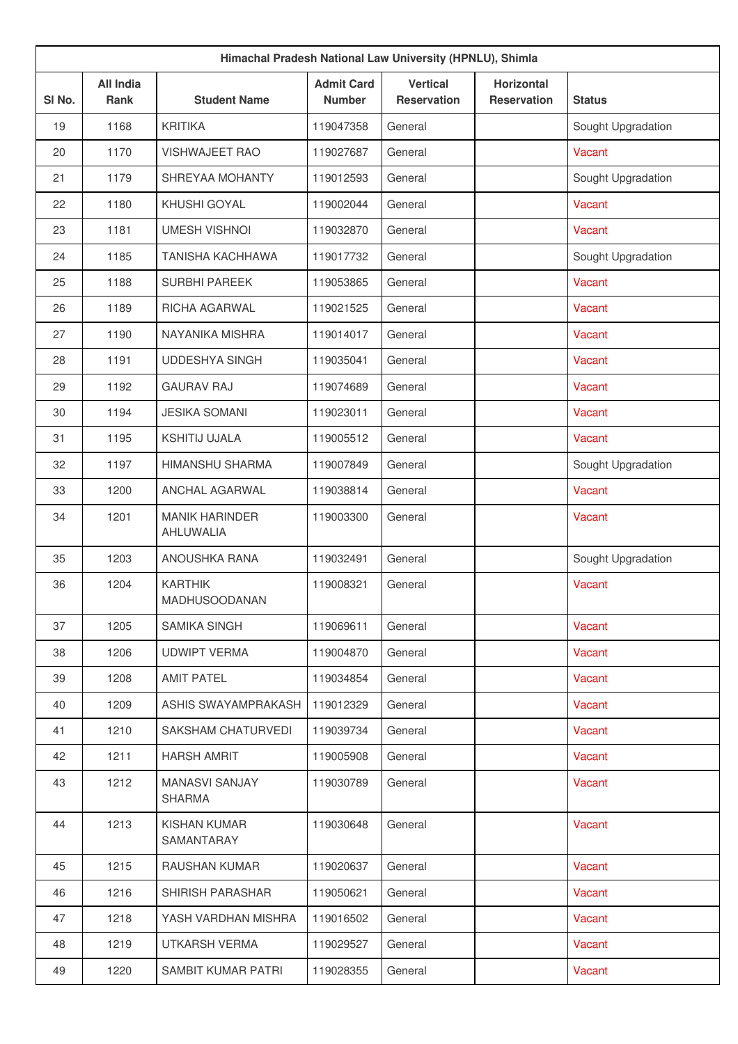| Himachal Pradesh National Law University (HPNLU), Shimla | | | | | | |
|---|---|---|---|---|---|---|
| Sl No. | All India Rank | Student Name | Admit Card Number | Vertical Reservation | Horizontal Reservation | Status |
| 19 | 1168 | KRITIKA | 119047358 | General | | Sought Upgradation |
| 20 | 1170 | VISHWAJEET RAO | 119027687 | General | | Vacant |
| 21 | 1179 | SHREYAA MOHANTY | 119012593 | General | | Sought Upgradation |
| 22 | 1180 | KHUSHI GOYAL | 119002044 | General | | Vacant |
| 23 | 1181 | UMESH VISHNOI | 119032870 | General | | Vacant |
| 24 | 1185 | TANISHA KACHHAWA | 119017732 | General | | Sought Upgradation |
| 25 | 1188 | SURBHI PAREEK | 119053865 | General | | Vacant |
| 26 | 1189 | RICHA AGARWAL | 119021525 | General | | Vacant |
| 27 | 1190 | NAYANIKA MISHRA | 119014017 | General | | Vacant |
| 28 | 1191 | UDDESHYA SINGH | 119035041 | General | | Vacant |
| 29 | 1192 | GAURAV RAJ | 119074689 | General | | Vacant |
| 30 | 1194 | JESIKA SOMANI | 119023011 | General | | Vacant |
| 31 | 1195 | KSHITIJ UJALA | 119005512 | General | | Vacant |
| 32 | 1197 | HIMANSHU SHARMA | 119007849 | General | | Sought Upgradation |
| 33 | 1200 | ANCHAL AGARWAL | 119038814 | General | | Vacant |
| 34 | 1201 | MANIK HARINDER AHLUWALIA | 119003300 | General | | Vacant |
| 35 | 1203 | ANOUSHKA RANA | 119032491 | General | | Sought Upgradation |
| 36 | 1204 | KARTHIK MADHUSOODANAN | 119008321 | General | | Vacant |
| 37 | 1205 | SAMIKA SINGH | 119069611 | General | | Vacant |
| 38 | 1206 | UDWIPT VERMA | 119004870 | General | | Vacant |
| 39 | 1208 | AMIT PATEL | 119034854 | General | | Vacant |
| 40 | 1209 | ASHIS SWAYAMPRAKASH | 119012329 | General | | Vacant |
| 41 | 1210 | SAKSHAM CHATURVEDI | 119039734 | General | | Vacant |
| 42 | 1211 | HARSH AMRIT | 119005908 | General | | Vacant |
| 43 | 1212 | MANASVI SANJAY SHARMA | 119030789 | General | | Vacant |
| 44 | 1213 | KISHAN KUMAR SAMANTARAY | 119030648 | General | | Vacant |
| 45 | 1215 | RAUSHAN KUMAR | 119020637 | General | | Vacant |
| 46 | 1216 | SHIRISH PARASHAR | 119050621 | General | | Vacant |
| 47 | 1218 | YASH VARDHAN MISHRA | 119016502 | General | | Vacant |
| 48 | 1219 | UTKARSH VERMA | 119029527 | General | | Vacant |
| 49 | 1220 | SAMBIT KUMAR PATRI | 119028355 | General | | Vacant |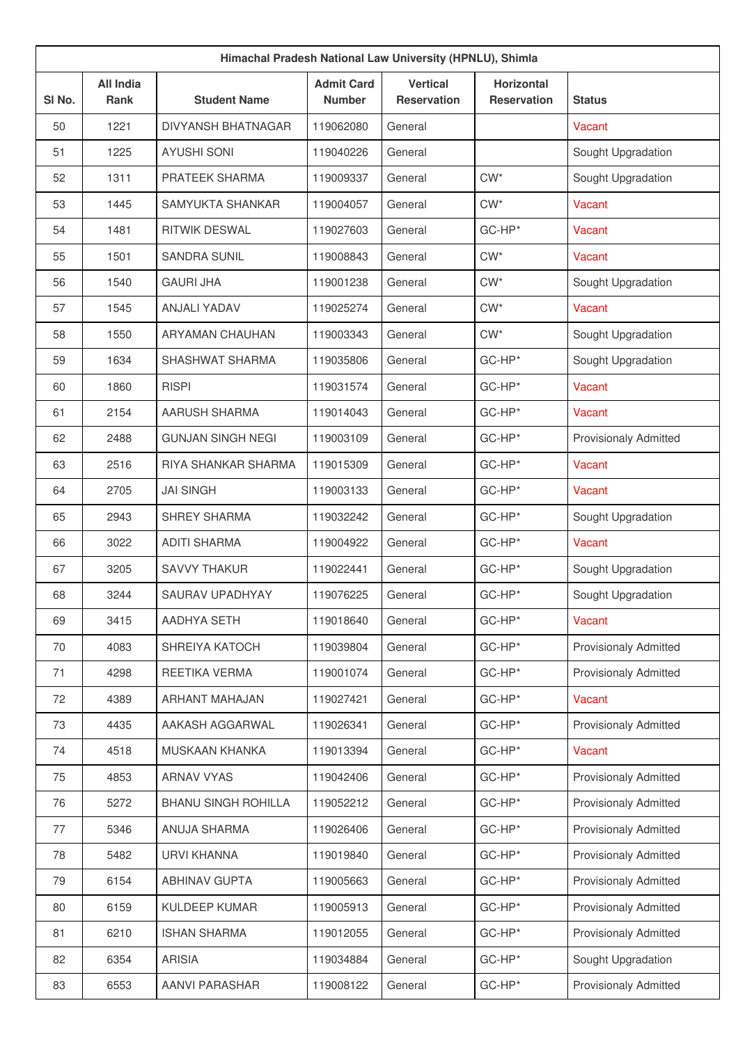| Himachal Pradesh National Law University (HPNLU), Shimla | | | | | | |
|---|---|---|---|---|---|---|
| Sl No. | All India Rank | Student Name | Admit Card Number | Vertical Reservation | Horizontal Reservation | Status |
| 50 | 1221 | DIVYANSH BHATNAGAR | 119062080 | General | | Vacant |
| 51 | 1225 | AYUSHI SONI | 119040226 | General | | Sought Upgradation |
| 52 | 1311 | PRATEEK SHARMA | 119009337 | General | CW* | Sought Upgradation |
| 53 | 1445 | SAMYUKTA SHANKAR | 119004057 | General | CW* | Vacant |
| 54 | 1481 | RITWIK DESWAL | 119027603 | General | GC-HP* | Vacant |
| 55 | 1501 | SANDRA SUNIL | 119008843 | General | CW* | Vacant |
| 56 | 1540 | GAURI JHA | 119001238 | General | CW* | Sought Upgradation |
| 57 | 1545 | ANJALI YADAV | 119025274 | General | CW* | Vacant |
| 58 | 1550 | ARYAMAN CHAUHAN | 119003343 | General | CW* | Sought Upgradation |
| 59 | 1634 | SHASHWAT SHARMA | 119035806 | General | GC-HP* | Sought Upgradation |
| 60 | 1860 | RISPI | 119031574 | General | GC-HP* | Vacant |
| 61 | 2154 | AARUSH SHARMA | 119014043 | General | GC-HP* | Vacant |
| 62 | 2488 | GUNJAN SINGH NEGI | 119003109 | General | GC-HP* | Provisionaly Admitted |
| 63 | 2516 | RIYA SHANKAR SHARMA | 119015309 | General | GC-HP* | Vacant |
| 64 | 2705 | JAI SINGH | 119003133 | General | GC-HP* | Vacant |
| 65 | 2943 | SHREY SHARMA | 119032242 | General | GC-HP* | Sought Upgradation |
| 66 | 3022 | ADITI SHARMA | 119004922 | General | GC-HP* | Vacant |
| 67 | 3205 | SAVVY THAKUR | 119022441 | General | GC-HP* | Sought Upgradation |
| 68 | 3244 | SAURAV UPADHYAY | 119076225 | General | GC-HP* | Sought Upgradation |
| 69 | 3415 | AADHYA SETH | 119018640 | General | GC-HP* | Vacant |
| 70 | 4083 | SHREIYA KATOCH | 119039804 | General | GC-HP* | Provisionaly Admitted |
| 71 | 4298 | REETIKA VERMA | 119001074 | General | GC-HP* | Provisionaly Admitted |
| 72 | 4389 | ARHANT MAHAJAN | 119027421 | General | GC-HP* | Vacant |
| 73 | 4435 | AAKASH AGGARWAL | 119026341 | General | GC-HP* | Provisionaly Admitted |
| 74 | 4518 | MUSKAAN KHANKA | 119013394 | General | GC-HP* | Vacant |
| 75 | 4853 | ARNAV VYAS | 119042406 | General | GC-HP* | Provisionaly Admitted |
| 76 | 5272 | BHANU SINGH ROHILLA | 119052212 | General | GC-HP* | Provisionaly Admitted |
| 77 | 5346 | ANUJA SHARMA | 119026406 | General | GC-HP* | Provisionaly Admitted |
| 78 | 5482 | URVI KHANNA | 119019840 | General | GC-HP* | Provisionaly Admitted |
| 79 | 6154 | ABHINAV GUPTA | 119005663 | General | GC-HP* | Provisionaly Admitted |
| 80 | 6159 | KULDEEP KUMAR | 119005913 | General | GC-HP* | Provisionaly Admitted |
| 81 | 6210 | ISHAN SHARMA | 119012055 | General | GC-HP* | Provisionaly Admitted |
| 82 | 6354 | ARISIA | 119034884 | General | GC-HP* | Sought Upgradation |
| 83 | 6553 | AANVI PARASHAR | 119008122 | General | GC-HP* | Provisionaly Admitted |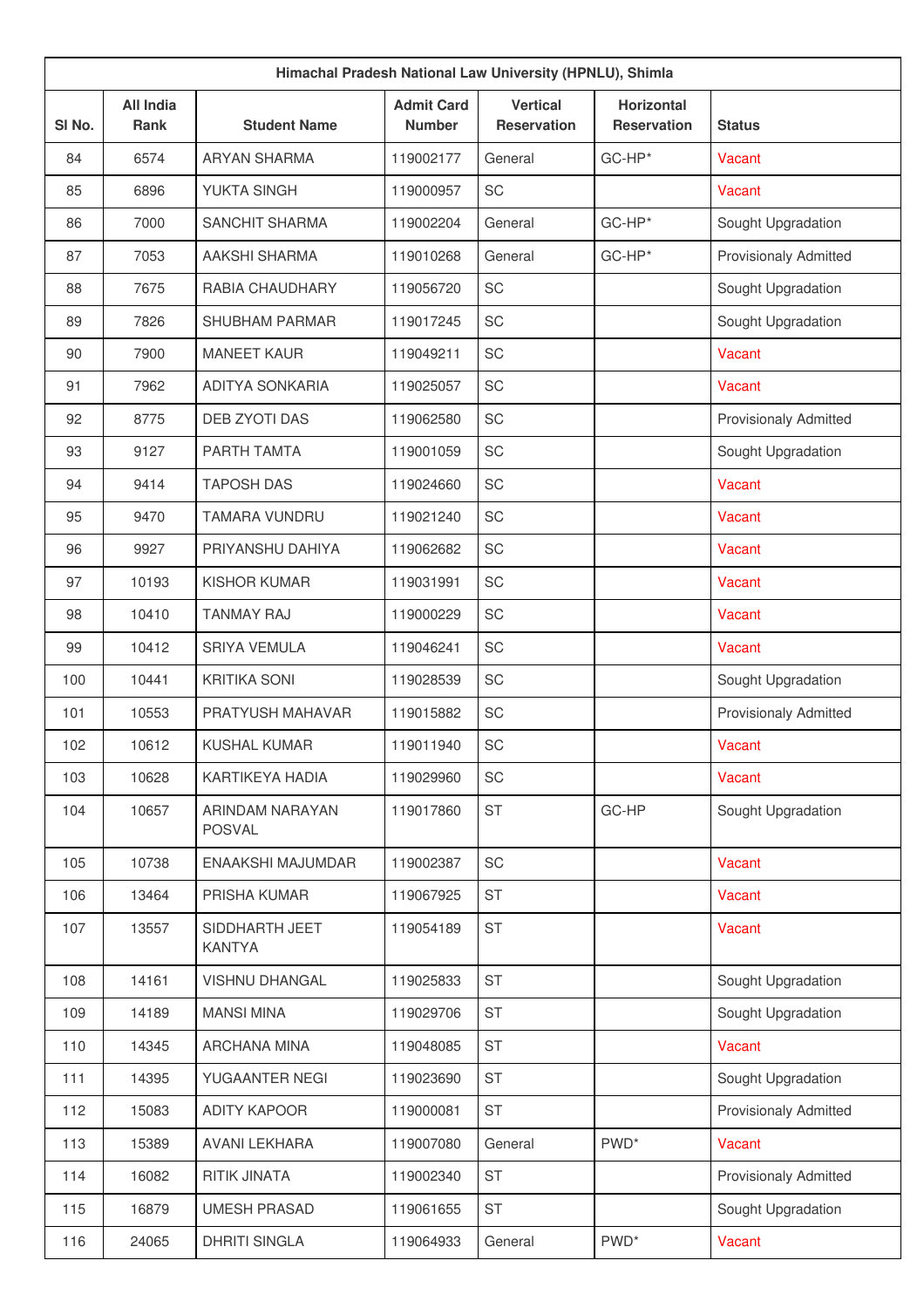| Himachal Pradesh National Law University (HPNLU), Shimla | | | | | | |
|---|---|---|---|---|---|---|
| Sl No. | All India Rank | Student Name | Admit Card Number | Vertical Reservation | Horizontal Reservation | Status |
| 84 | 6574 | ARYAN SHARMA | 119002177 | General | GC-HP* | Vacant |
| 85 | 6896 | YUKTA SINGH | 119000957 | SC | | Vacant |
| 86 | 7000 | SANCHIT SHARMA | 119002204 | General | GC-HP* | Sought Upgradation |
| 87 | 7053 | AAKSHI SHARMA | 119010268 | General | GC-HP* | Provisionaly Admitted |
| 88 | 7675 | RABIA CHAUDHARY | 119056720 | SC | | Sought Upgradation |
| 89 | 7826 | SHUBHAM PARMAR | 119017245 | SC | | Sought Upgradation |
| 90 | 7900 | MANEET KAUR | 119049211 | SC | | Vacant |
| 91 | 7962 | ADITYA SONKARIA | 119025057 | SC | | Vacant |
| 92 | 8775 | DEB ZYOTI DAS | 119062580 | SC | | Provisionaly Admitted |
| 93 | 9127 | PARTH TAMTA | 119001059 | SC | | Sought Upgradation |
| 94 | 9414 | TAPOSH DAS | 119024660 | SC | | Vacant |
| 95 | 9470 | TAMARA VUNDRU | 119021240 | SC | | Vacant |
| 96 | 9927 | PRIYANSHU DAHIYA | 119062682 | SC | | Vacant |
| 97 | 10193 | KISHOR KUMAR | 119031991 | SC | | Vacant |
| 98 | 10410 | TANMAY RAJ | 119000229 | SC | | Vacant |
| 99 | 10412 | SRIYA VEMULA | 119046241 | SC | | Vacant |
| 100 | 10441 | KRITIKA SONI | 119028539 | SC | | Sought Upgradation |
| 101 | 10553 | PRATYUSH MAHAVAR | 119015882 | SC | | Provisionaly Admitted |
| 102 | 10612 | KUSHAL KUMAR | 119011940 | SC | | Vacant |
| 103 | 10628 | KARTIKEYA HADIA | 119029960 | SC | | Vacant |
| 104 | 10657 | ARINDAM NARAYAN POSVAL | 119017860 | ST | GC-HP | Sought Upgradation |
| 105 | 10738 | ENAAKSHI MAJUMDAR | 119002387 | SC | | Vacant |
| 106 | 13464 | PRISHA KUMAR | 119067925 | ST | | Vacant |
| 107 | 13557 | SIDDHARTH JEET KANTYA | 119054189 | ST | | Vacant |
| 108 | 14161 | VISHNU DHANGAL | 119025833 | ST | | Sought Upgradation |
| 109 | 14189 | MANSI MINA | 119029706 | ST | | Sought Upgradation |
| 110 | 14345 | ARCHANA MINA | 119048085 | ST | | Vacant |
| 111 | 14395 | YUGAANTER NEGI | 119023690 | ST | | Sought Upgradation |
| 112 | 15083 | ADITY KAPOOR | 119000081 | ST | | Provisionaly Admitted |
| 113 | 15389 | AVANI LEKHARA | 119007080 | General | PWD* | Vacant |
| 114 | 16082 | RITIK JINATA | 119002340 | ST | | Provisionaly Admitted |
| 115 | 16879 | UMESH PRASAD | 119061655 | ST | | Sought Upgradation |
| 116 | 24065 | DHRITI SINGLA | 119064933 | General | PWD* | Vacant |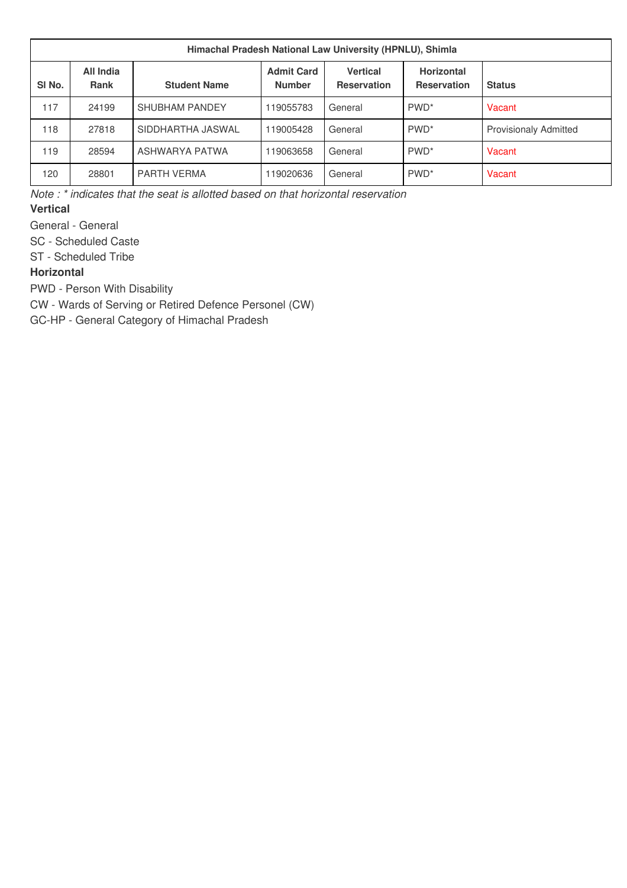| Himachal Pradesh National Law University (HPNLU), Shimla | | | | | | |
|---|---|---|---|---|---|---|
| Sl No. | All India Rank | Student Name | Admit Card Number | Vertical Reservation | Horizontal Reservation | Status |
| 117 | 24199 | SHUBHAM PANDEY | 119055783 | General | PWD* | Vacant |
| 118 | 27818 | SIDDHARTHA JASWAL | 119005428 | General | PWD* | Provisionaly Admitted |
| 119 | 28594 | ASHWARYA PATWA | 119063658 | General | PWD* | Vacant |
| 120 | 28801 | PARTH VERMA | 119020636 | General | PWD* | Vacant |

*Note : * indicates that the seat is allotted based on that horizontal reservation*

**Vertical**

General - General

SC - Scheduled Caste

ST - Scheduled Tribe

**Horizontal**

PWD - Person With Disability

CW - Wards of Serving or Retired Defence Personel (CW)

GC-HP - General Category of Himachal Pradesh